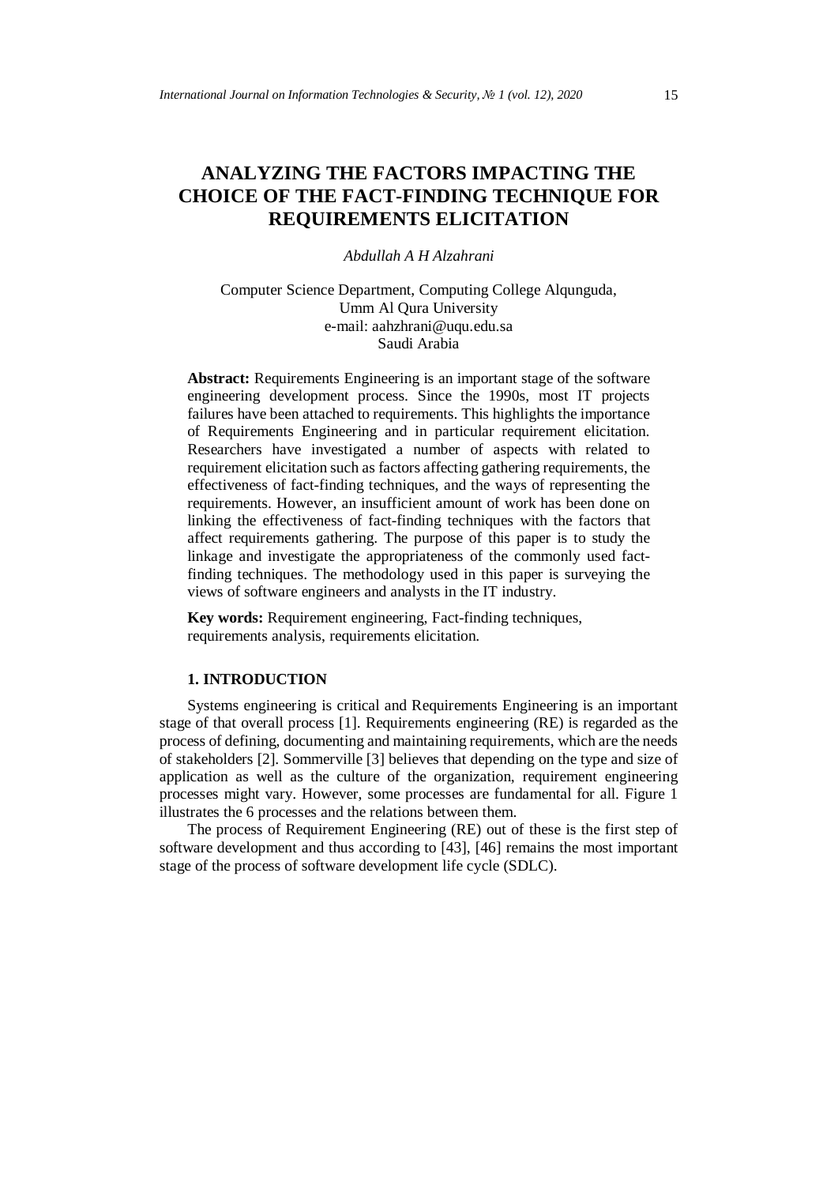# ANALYZING THE FACTORS IMPACTING THE CHOICE OF THE FACT-FINDING TECHNIQUE FOR REQUIREMENTS ELICITATION

*Abdullah A H Alzahrani*

Computer Science Department, Computing College Alqunguda,
Umm Al Qura University
e-mail: aahzhrani@uqu.edu.sa
Saudi Arabia

**Abstract:** Requirements Engineering is an important stage of the software engineering development process. Since the 1990s, most IT projects failures have been attached to requirements. This highlights the importance of Requirements Engineering and in particular requirement elicitation. Researchers have investigated a number of aspects with related to requirement elicitation such as factors affecting gathering requirements, the effectiveness of fact-finding techniques, and the ways of representing the requirements. However, an insufficient amount of work has been done on linking the effectiveness of fact-finding techniques with the factors that affect requirements gathering. The purpose of this paper is to study the linkage and investigate the appropriateness of the commonly used fact-finding techniques. The methodology used in this paper is surveying the views of software engineers and analysts in the IT industry.

**Key words:** Requirement engineering, Fact-finding techniques, requirements analysis, requirements elicitation.

## 1. INTRODUCTION

Systems engineering is critical and Requirements Engineering is an important stage of that overall process [1]. Requirements engineering (RE) is regarded as the process of defining, documenting and maintaining requirements, which are the needs of stakeholders [2]. Sommerville [3] believes that depending on the type and size of application as well as the culture of the organization, requirement engineering processes might vary. However, some processes are fundamental for all. Figure 1 illustrates the 6 processes and the relations between them.

The process of Requirement Engineering (RE) out of these is the first step of software development and thus according to [43], [46] remains the most important stage of the process of software development life cycle (SDLC).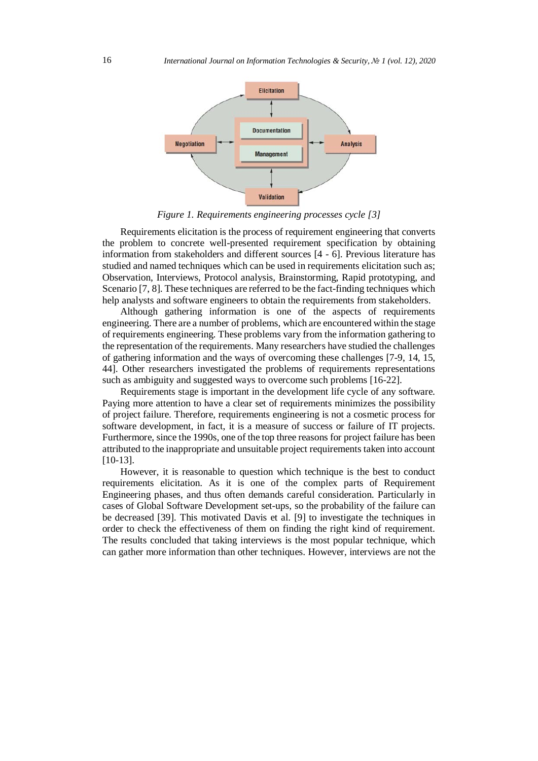*Figure 1. Requirements engineering processes cycle [3]*

Requirements elicitation is the process of requirement engineering that converts the problem to concrete well-presented requirement specification by obtaining information from stakeholders and different sources [4 - 6]. Previous literature has studied and named techniques which can be used in requirements elicitation such as; Observation, Interviews, Protocol analysis, Brainstorming, Rapid prototyping, and Scenario [7, 8]. These techniques are referred to be the fact-finding techniques which help analysts and software engineers to obtain the requirements from stakeholders.

Although gathering information is one of the aspects of requirements engineering. There are a number of problems, which are encountered within the stage of requirements engineering. These problems vary from the information gathering to the representation of the requirements. Many researchers have studied the challenges of gathering information and the ways of overcoming these challenges [7-9, 14, 15, 44]. Other researchers investigated the problems of requirements representations such as ambiguity and suggested ways to overcome such problems [16-22].

Requirements stage is important in the development life cycle of any software. Paying more attention to have a clear set of requirements minimizes the possibility of project failure. Therefore, requirements engineering is not a cosmetic process for software development, in fact, it is a measure of success or failure of IT projects. Furthermore, since the 1990s, one of the top three reasons for project failure has been attributed to the inappropriate and unsuitable project requirements taken into account [10-13].

However, it is reasonable to question which technique is the best to conduct requirements elicitation. As it is one of the complex parts of Requirement Engineering phases, and thus often demands careful consideration. Particularly in cases of Global Software Development set-ups, so the probability of the failure can be decreased [39]. This motivated Davis et al. [9] to investigate the techniques in order to check the effectiveness of them on finding the right kind of requirement. The results concluded that taking interviews is the most popular technique, which can gather more information than other techniques. However, interviews are not the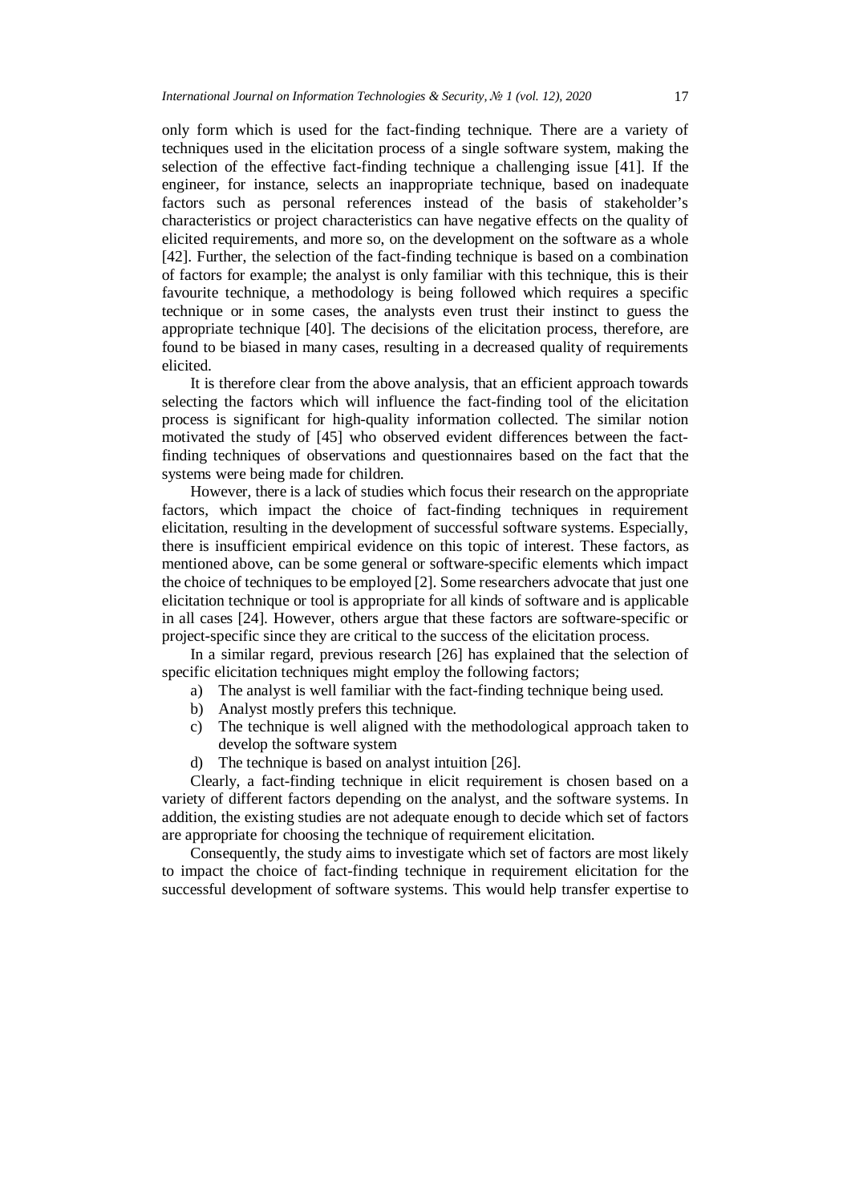only form which is used for the fact-finding technique. There are a variety of techniques used in the elicitation process of a single software system, making the selection of the effective fact-finding technique a challenging issue [41]. If the engineer, for instance, selects an inappropriate technique, based on inadequate factors such as personal references instead of the basis of stakeholder's characteristics or project characteristics can have negative effects on the quality of elicited requirements, and more so, on the development on the software as a whole [42]. Further, the selection of the fact-finding technique is based on a combination of factors for example; the analyst is only familiar with this technique, this is their favourite technique, a methodology is being followed which requires a specific technique or in some cases, the analysts even trust their instinct to guess the appropriate technique [40]. The decisions of the elicitation process, therefore, are found to be biased in many cases, resulting in a decreased quality of requirements elicited.

It is therefore clear from the above analysis, that an efficient approach towards selecting the factors which will influence the fact-finding tool of the elicitation process is significant for high-quality information collected. The similar notion motivated the study of [45] who observed evident differences between the fact-finding techniques of observations and questionnaires based on the fact that the systems were being made for children.

However, there is a lack of studies which focus their research on the appropriate factors, which impact the choice of fact-finding techniques in requirement elicitation, resulting in the development of successful software systems. Especially, there is insufficient empirical evidence on this topic of interest. These factors, as mentioned above, can be some general or software-specific elements which impact the choice of techniques to be employed [2]. Some researchers advocate that just one elicitation technique or tool is appropriate for all kinds of software and is applicable in all cases [24]. However, others argue that these factors are software-specific or project-specific since they are critical to the success of the elicitation process.

In a similar regard, previous research [26] has explained that the selection of specific elicitation techniques might employ the following factors;

a) The analyst is well familiar with the fact-finding technique being used.
b) Analyst mostly prefers this technique.
c) The technique is well aligned with the methodological approach taken to develop the software system
d) The technique is based on analyst intuition [26].

Clearly, a fact-finding technique in elicit requirement is chosen based on a variety of different factors depending on the analyst, and the software systems. In addition, the existing studies are not adequate enough to decide which set of factors are appropriate for choosing the technique of requirement elicitation.

Consequently, the study aims to investigate which set of factors are most likely to impact the choice of fact-finding technique in requirement elicitation for the successful development of software systems. This would help transfer expertise to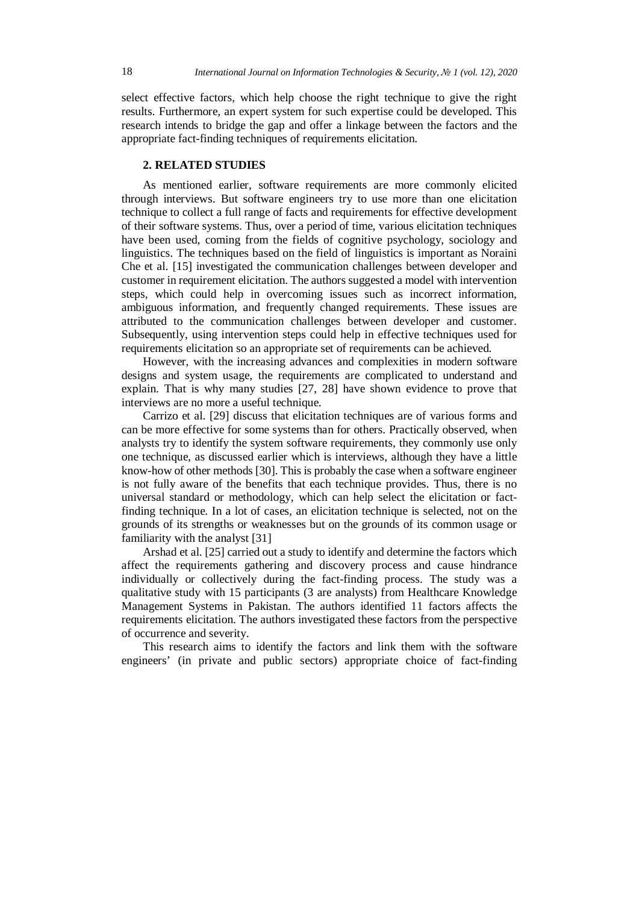select effective factors, which help choose the right technique to give the right results. Furthermore, an expert system for such expertise could be developed. This research intends to bridge the gap and offer a linkage between the factors and the appropriate fact-finding techniques of requirements elicitation.

## 2. RELATED STUDIES

As mentioned earlier, software requirements are more commonly elicited through interviews. But software engineers try to use more than one elicitation technique to collect a full range of facts and requirements for effective development of their software systems. Thus, over a period of time, various elicitation techniques have been used, coming from the fields of cognitive psychology, sociology and linguistics. The techniques based on the field of linguistics is important as Noraini Che et al. [15] investigated the communication challenges between developer and customer in requirement elicitation. The authors suggested a model with intervention steps, which could help in overcoming issues such as incorrect information, ambiguous information, and frequently changed requirements. These issues are attributed to the communication challenges between developer and customer. Subsequently, using intervention steps could help in effective techniques used for requirements elicitation so an appropriate set of requirements can be achieved.

However, with the increasing advances and complexities in modern software designs and system usage, the requirements are complicated to understand and explain. That is why many studies [27, 28] have shown evidence to prove that interviews are no more a useful technique.

Carrizo et al. [29] discuss that elicitation techniques are of various forms and can be more effective for some systems than for others. Practically observed, when analysts try to identify the system software requirements, they commonly use only one technique, as discussed earlier which is interviews, although they have a little know-how of other methods [30]. This is probably the case when a software engineer is not fully aware of the benefits that each technique provides. Thus, there is no universal standard or methodology, which can help select the elicitation or fact-finding technique. In a lot of cases, an elicitation technique is selected, not on the grounds of its strengths or weaknesses but on the grounds of its common usage or familiarity with the analyst [31]

Arshad et al. [25] carried out a study to identify and determine the factors which affect the requirements gathering and discovery process and cause hindrance individually or collectively during the fact-finding process. The study was a qualitative study with 15 participants (3 are analysts) from Healthcare Knowledge Management Systems in Pakistan. The authors identified 11 factors affects the requirements elicitation. The authors investigated these factors from the perspective of occurrence and severity.

This research aims to identify the factors and link them with the software engineers' (in private and public sectors) appropriate choice of fact-finding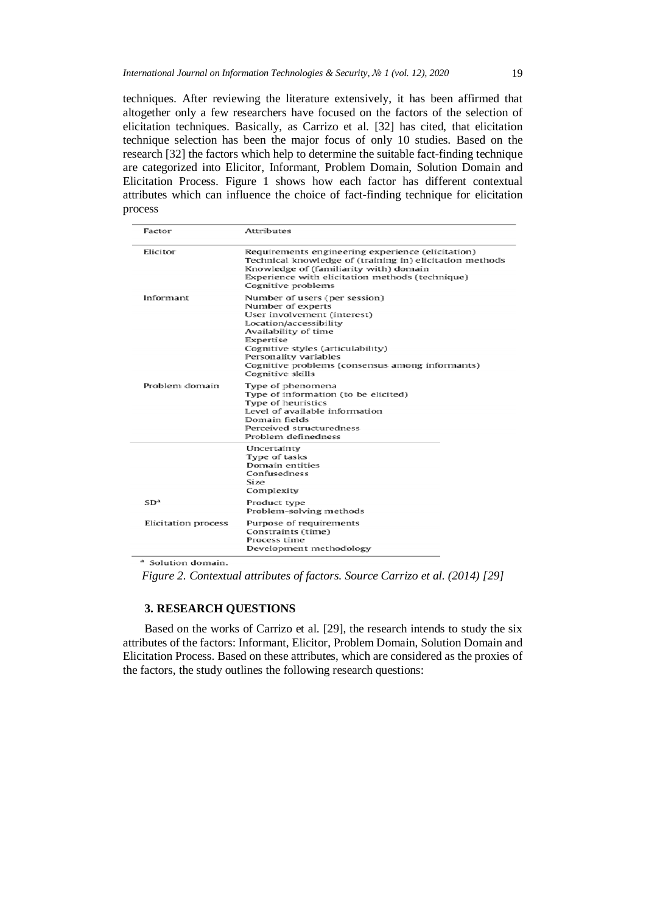techniques. After reviewing the literature extensively, it has been affirmed that altogether only a few researchers have focused on the factors of the selection of elicitation techniques. Basically, as Carrizo et al. [32] has cited, that elicitation technique selection has been the major focus of only 10 studies. Based on the research [32] the factors which help to determine the suitable fact-finding technique are categorized into Elicitor, Informant, Problem Domain, Solution Domain and Elicitation Process. Figure 1 shows how each factor has different contextual attributes which can influence the choice of fact-finding technique for elicitation process

| Factor | Attributes |
|---|---|
| Elicitor | Requirements engineering experience (elicitation)<br>Technical knowledge of (training in) elicitation methods<br>Knowledge of (familiarity with) domain<br>Experience with elicitation methods (technique)<br>Cognitive problems |
| Informant | Number of users (per session)<br>Number of experts<br>User involvement (interest)<br>Location/accessibility<br>Availability of time<br>Expertise<br>Cognitive styles (articulability)<br>Personality variables<br>Cognitive problems (consensus among informants)<br>Cognitive skills |
| Problem domain | Type of phenomena<br>Type of information (to be elicited)<br>Type of heuristics<br>Level of available information<br>Domain fields<br>Perceived structuredness<br>Problem definedness |
| | Uncertainty<br>Type of tasks<br>Domain entities<br>Confusedness<br>Size<br>Complexity |
| SD[a] | Product type<br>Problem-solving methods |
| Elicitation process | Purpose of requirements<br>Constraints (time)<br>Process time<br>Development methodology |

[a] Solution domain.

*Figure 2. Contextual attributes of factors. Source Carrizo et al. (2014) [29]*

## 3. RESEARCH QUESTIONS

Based on the works of Carrizo et al. [29], the research intends to study the six attributes of the factors: Informant, Elicitor, Problem Domain, Solution Domain and Elicitation Process. Based on these attributes, which are considered as the proxies of the factors, the study outlines the following research questions: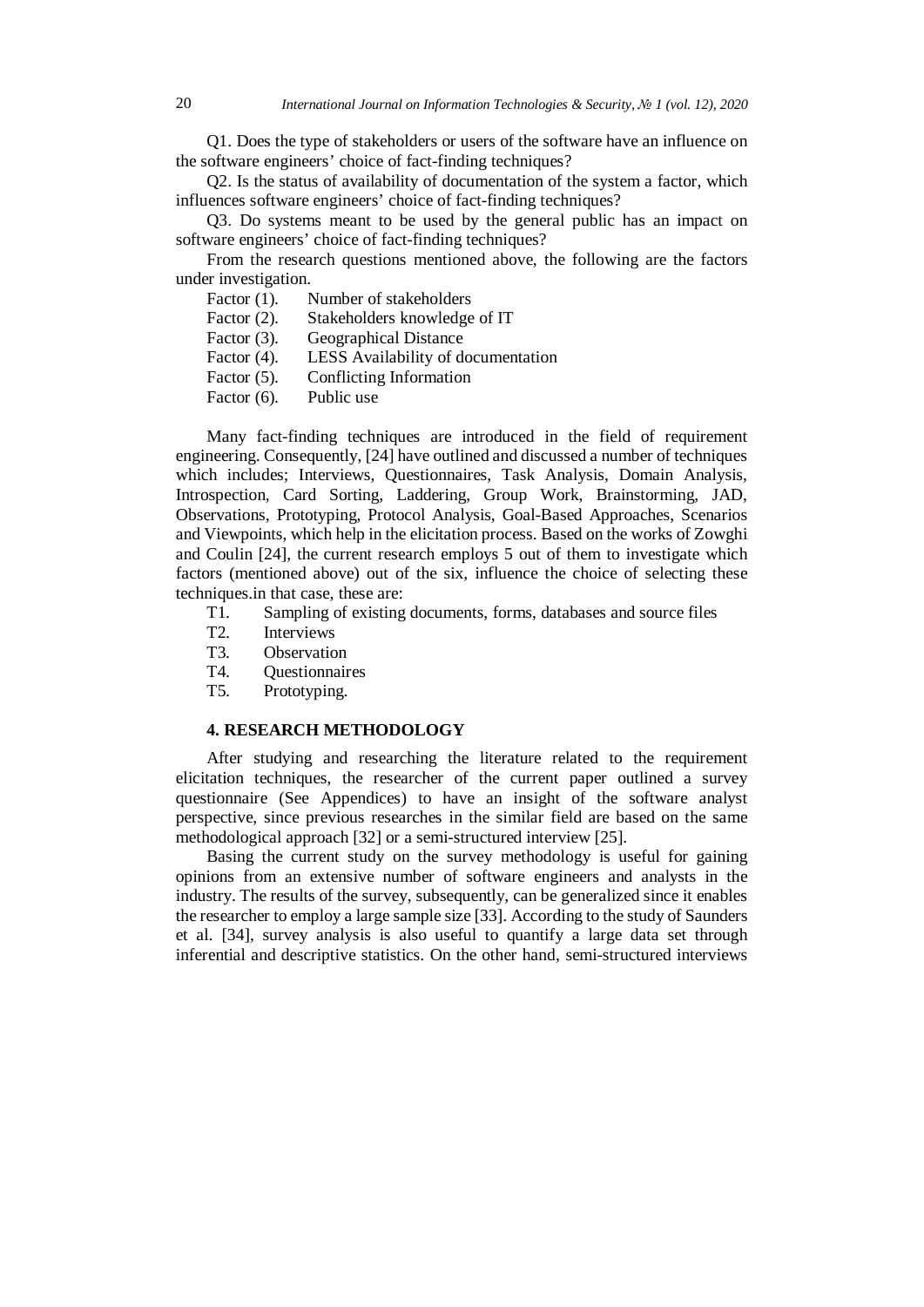Q1. Does the type of stakeholders or users of the software have an influence on the software engineers' choice of fact-finding techniques?

Q2. Is the status of availability of documentation of the system a factor, which influences software engineers' choice of fact-finding techniques?

Q3. Do systems meant to be used by the general public has an impact on software engineers' choice of fact-finding techniques?

From the research questions mentioned above, the following are the factors under investigation.

Factor (1). Number of stakeholders
Factor (2). Stakeholders knowledge of IT
Factor (3). Geographical Distance
Factor (4). LESS Availability of documentation
Factor (5). Conflicting Information
Factor (6). Public use

Many fact-finding techniques are introduced in the field of requirement engineering. Consequently, [24] have outlined and discussed a number of techniques which includes; Interviews, Questionnaires, Task Analysis, Domain Analysis, Introspection, Card Sorting, Laddering, Group Work, Brainstorming, JAD, Observations, Prototyping, Protocol Analysis, Goal-Based Approaches, Scenarios and Viewpoints, which help in the elicitation process. Based on the works of Zowghi and Coulin [24], the current research employs 5 out of them to investigate which factors (mentioned above) out of the six, influence the choice of selecting these techniques.in that case, these are:

T1. Sampling of existing documents, forms, databases and source files
T2. Interviews
T3. Observation
T4. Questionnaires
T5. Prototyping.

## 4. RESEARCH METHODOLOGY

After studying and researching the literature related to the requirement elicitation techniques, the researcher of the current paper outlined a survey questionnaire (See Appendices) to have an insight of the software analyst perspective, since previous researches in the similar field are based on the same methodological approach [32] or a semi-structured interview [25].

Basing the current study on the survey methodology is useful for gaining opinions from an extensive number of software engineers and analysts in the industry. The results of the survey, subsequently, can be generalized since it enables the researcher to employ a large sample size [33]. According to the study of Saunders et al. [34], survey analysis is also useful to quantify a large data set through inferential and descriptive statistics. On the other hand, semi-structured interviews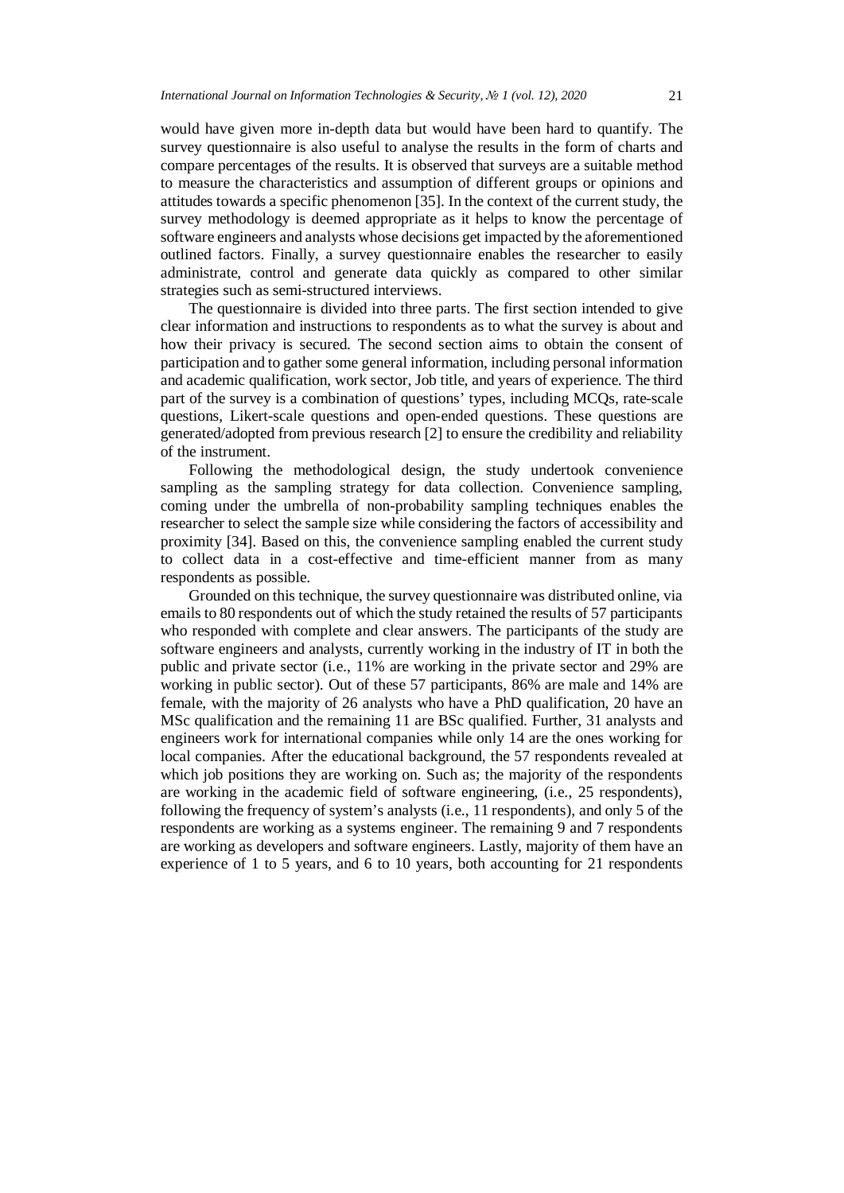would have given more in-depth data but would have been hard to quantify. The survey questionnaire is also useful to analyse the results in the form of charts and compare percentages of the results. It is observed that surveys are a suitable method to measure the characteristics and assumption of different groups or opinions and attitudes towards a specific phenomenon [35]. In the context of the current study, the survey methodology is deemed appropriate as it helps to know the percentage of software engineers and analysts whose decisions get impacted by the aforementioned outlined factors. Finally, a survey questionnaire enables the researcher to easily administrate, control and generate data quickly as compared to other similar strategies such as semi-structured interviews.

The questionnaire is divided into three parts. The first section intended to give clear information and instructions to respondents as to what the survey is about and how their privacy is secured. The second section aims to obtain the consent of participation and to gather some general information, including personal information and academic qualification, work sector, Job title, and years of experience. The third part of the survey is a combination of questions' types, including MCQs, rate-scale questions, Likert-scale questions and open-ended questions. These questions are generated/adopted from previous research [2] to ensure the credibility and reliability of the instrument.

Following the methodological design, the study undertook convenience sampling as the sampling strategy for data collection. Convenience sampling, coming under the umbrella of non-probability sampling techniques enables the researcher to select the sample size while considering the factors of accessibility and proximity [34]. Based on this, the convenience sampling enabled the current study to collect data in a cost-effective and time-efficient manner from as many respondents as possible.

Grounded on this technique, the survey questionnaire was distributed online, via emails to 80 respondents out of which the study retained the results of 57 participants who responded with complete and clear answers. The participants of the study are software engineers and analysts, currently working in the industry of IT in both the public and private sector (i.e., 11% are working in the private sector and 29% are working in public sector). Out of these 57 participants, 86% are male and 14% are female, with the majority of 26 analysts who have a PhD qualification, 20 have an MSc qualification and the remaining 11 are BSc qualified. Further, 31 analysts and engineers work for international companies while only 14 are the ones working for local companies. After the educational background, the 57 respondents revealed at which job positions they are working on. Such as; the majority of the respondents are working in the academic field of software engineering, (i.e., 25 respondents), following the frequency of system's analysts (i.e., 11 respondents), and only 5 of the respondents are working as a systems engineer. The remaining 9 and 7 respondents are working as developers and software engineers. Lastly, majority of them have an experience of 1 to 5 years, and 6 to 10 years, both accounting for 21 respondents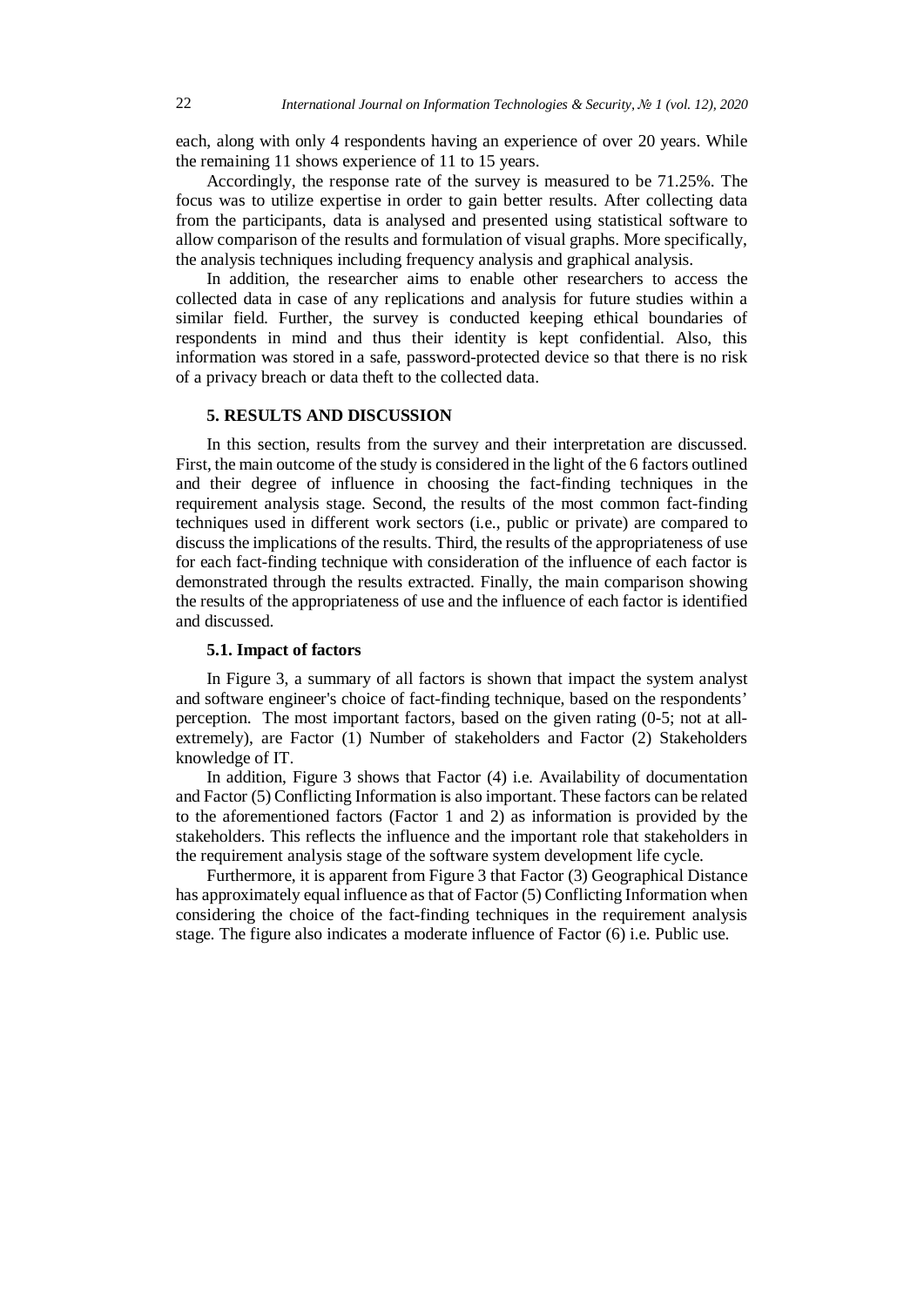each, along with only 4 respondents having an experience of over 20 years. While the remaining 11 shows experience of 11 to 15 years.

Accordingly, the response rate of the survey is measured to be 71.25%. The focus was to utilize expertise in order to gain better results. After collecting data from the participants, data is analysed and presented using statistical software to allow comparison of the results and formulation of visual graphs. More specifically, the analysis techniques including frequency analysis and graphical analysis.

In addition, the researcher aims to enable other researchers to access the collected data in case of any replications and analysis for future studies within a similar field. Further, the survey is conducted keeping ethical boundaries of respondents in mind and thus their identity is kept confidential. Also, this information was stored in a safe, password-protected device so that there is no risk of a privacy breach or data theft to the collected data.

## 5. RESULTS AND DISCUSSION

In this section, results from the survey and their interpretation are discussed. First, the main outcome of the study is considered in the light of the 6 factors outlined and their degree of influence in choosing the fact-finding techniques in the requirement analysis stage. Second, the results of the most common fact-finding techniques used in different work sectors (i.e., public or private) are compared to discuss the implications of the results. Third, the results of the appropriateness of use for each fact-finding technique with consideration of the influence of each factor is demonstrated through the results extracted. Finally, the main comparison showing the results of the appropriateness of use and the influence of each factor is identified and discussed.

### 5.1. Impact of factors

In Figure 3, a summary of all factors is shown that impact the system analyst and software engineer's choice of fact-finding technique, based on the respondents' perception. The most important factors, based on the given rating (0-5; not at all-extremely), are Factor (1) Number of stakeholders and Factor (2) Stakeholders knowledge of IT.

In addition, Figure 3 shows that Factor (4) i.e. Availability of documentation and Factor (5) Conflicting Information is also important. These factors can be related to the aforementioned factors (Factor 1 and 2) as information is provided by the stakeholders. This reflects the influence and the important role that stakeholders in the requirement analysis stage of the software system development life cycle.

Furthermore, it is apparent from Figure 3 that Factor (3) Geographical Distance has approximately equal influence as that of Factor (5) Conflicting Information when considering the choice of the fact-finding techniques in the requirement analysis stage. The figure also indicates a moderate influence of Factor (6) i.e. Public use.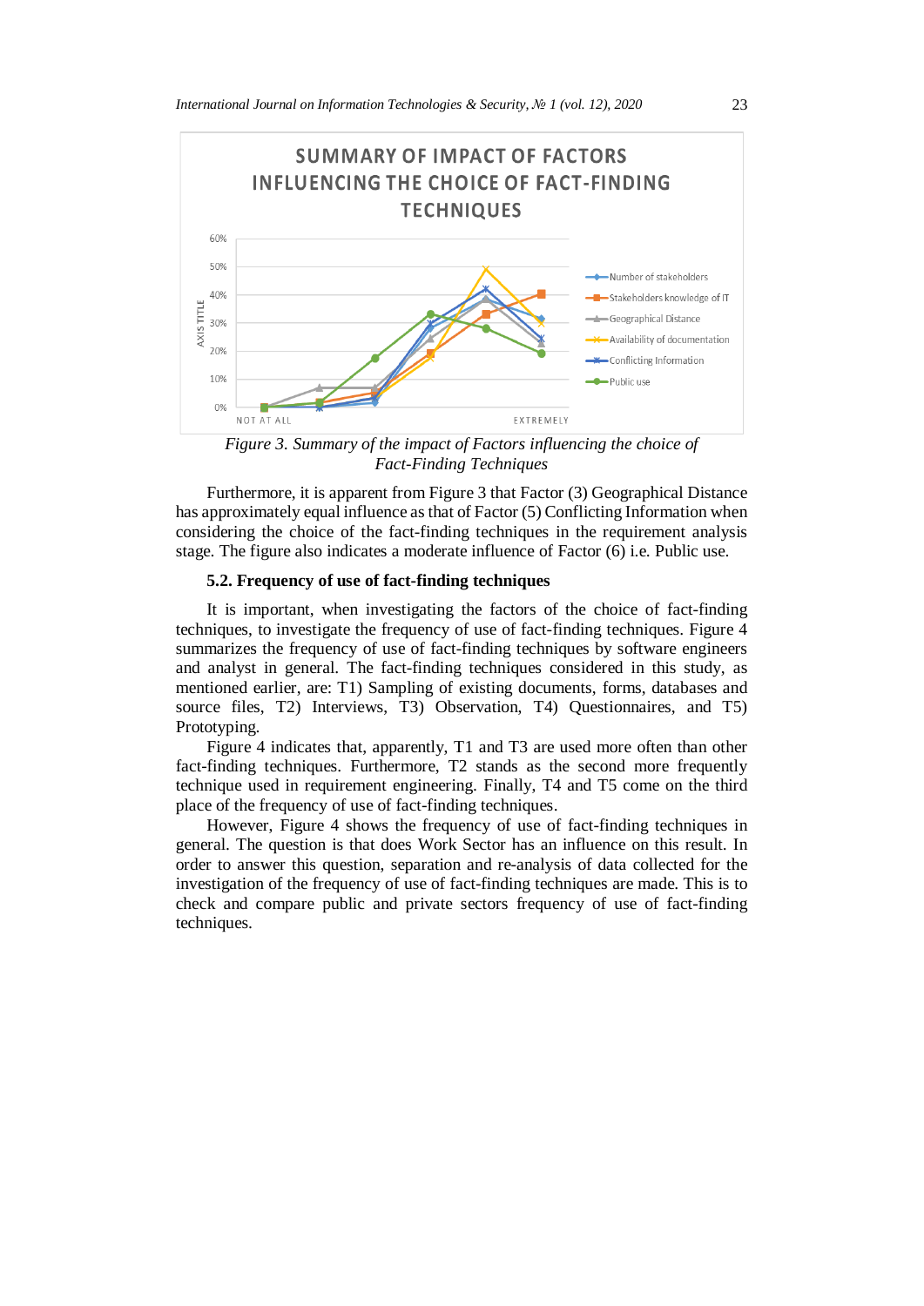*Figure 3. Summary of the impact of Factors influencing the choice of Fact-Finding Techniques*

Furthermore, it is apparent from Figure 3 that Factor (3) Geographical Distance has approximately equal influence as that of Factor (5) Conflicting Information when considering the choice of the fact-finding techniques in the requirement analysis stage. The figure also indicates a moderate influence of Factor (6) i.e. Public use.

### 5.2. Frequency of use of fact-finding techniques

It is important, when investigating the factors of the choice of fact-finding techniques, to investigate the frequency of use of fact-finding techniques. Figure 4 summarizes the frequency of use of fact-finding techniques by software engineers and analyst in general. The fact-finding techniques considered in this study, as mentioned earlier, are: T1) Sampling of existing documents, forms, databases and source files, T2) Interviews, T3) Observation, T4) Questionnaires, and T5) Prototyping.

Figure 4 indicates that, apparently, T1 and T3 are used more often than other fact-finding techniques. Furthermore, T2 stands as the second more frequently technique used in requirement engineering. Finally, T4 and T5 come on the third place of the frequency of use of fact-finding techniques.

However, Figure 4 shows the frequency of use of fact-finding techniques in general. The question is that does Work Sector has an influence on this result. In order to answer this question, separation and re-analysis of data collected for the investigation of the frequency of use of fact-finding techniques are made. This is to check and compare public and private sectors frequency of use of fact-finding techniques.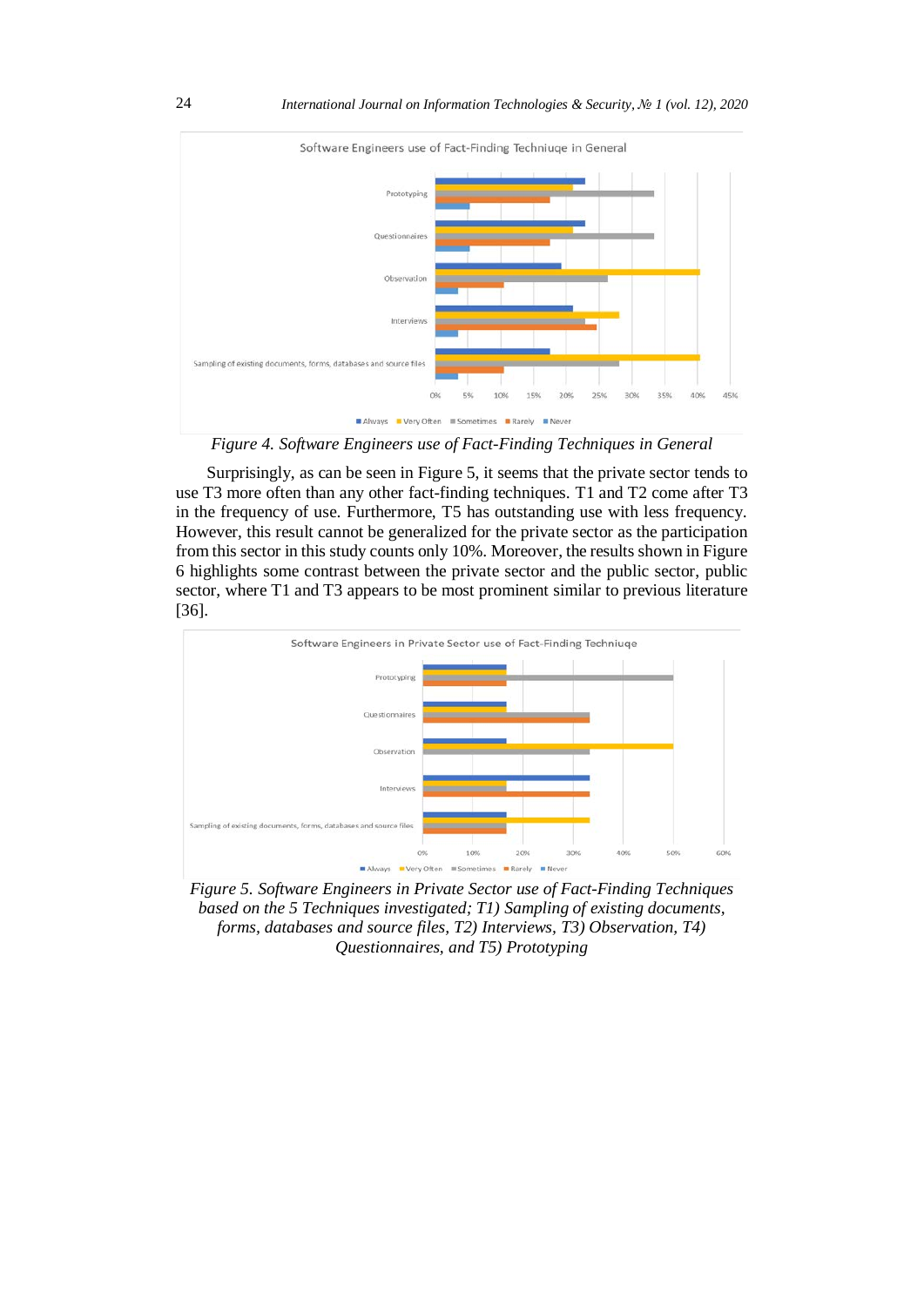*Figure 4. Software Engineers use of Fact-Finding Techniques in General*

Surprisingly, as can be seen in Figure 5, it seems that the private sector tends to use T3 more often than any other fact-finding techniques. T1 and T2 come after T3 in the frequency of use. Furthermore, T5 has outstanding use with less frequency. However, this result cannot be generalized for the private sector as the participation from this sector in this study counts only 10%. Moreover, the results shown in Figure 6 highlights some contrast between the private sector and the public sector, public sector, where T1 and T3 appears to be most prominent similar to previous literature [36].

*Figure 5. Software Engineers in Private Sector use of Fact-Finding Techniques based on the 5 Techniques investigated; T1) Sampling of existing documents, forms, databases and source files, T2) Interviews, T3) Observation, T4) Questionnaires, and T5) Prototyping*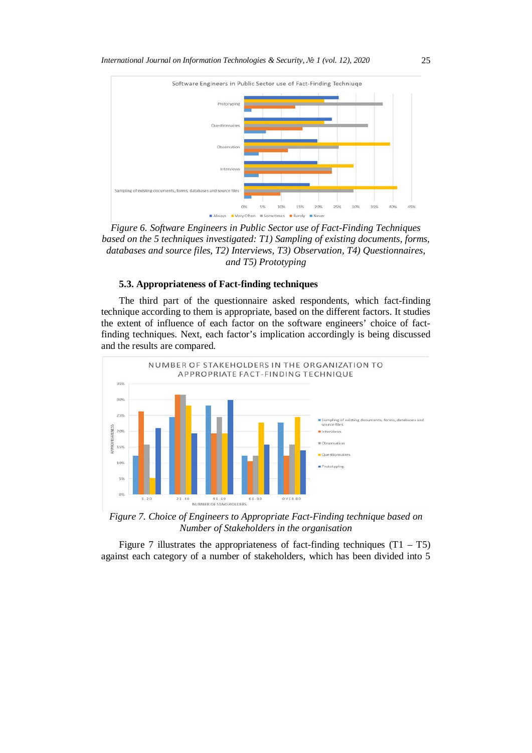Figure 6. Software Engineers in Public Sector use of Fact-Finding Techniques based on the 5 techniques investigated: T1) Sampling of existing documents, forms, databases and source files, T2) Interviews, T3) Observation, T4) Questionnaires, and T5) Prototyping

### 5.3. Appropriateness of Fact-finding techniques

The third part of the questionnaire asked respondents, which fact-finding technique according to them is appropriate, based on the different factors. It studies the extent of influence of each factor on the software engineers' choice of fact-finding techniques. Next, each factor's implication accordingly is being discussed and the results are compared.

Figure 7. Choice of Engineers to Appropriate Fact-Finding technique based on Number of Stakeholders in the organisation

Figure 7 illustrates the appropriateness of fact-finding techniques (T1 – T5) against each category of a number of stakeholders, which has been divided into 5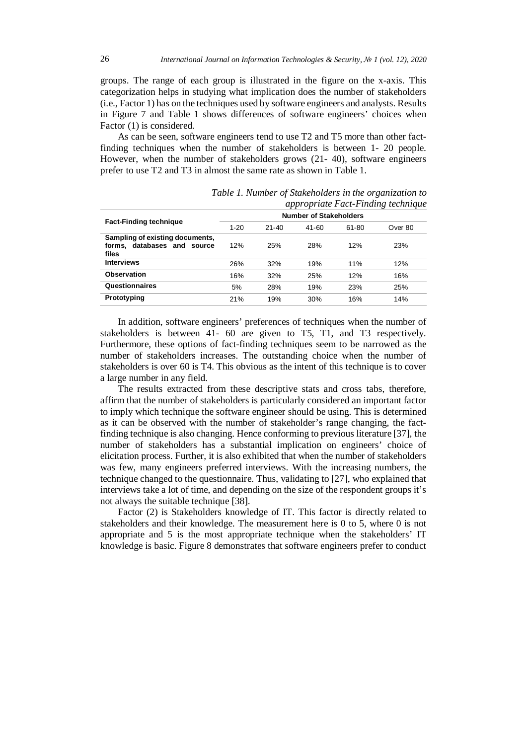groups. The range of each group is illustrated in the figure on the x-axis. This categorization helps in studying what implication does the number of stakeholders (i.e., Factor 1) has on the techniques used by software engineers and analysts. Results in Figure 7 and Table 1 shows differences of software engineers' choices when Factor (1) is considered.

As can be seen, software engineers tend to use T2 and T5 more than other fact-finding techniques when the number of stakeholders is between 1- 20 people. However, when the number of stakeholders grows (21- 40), software engineers prefer to use T2 and T3 in almost the same rate as shown in Table 1.

*Table 1. Number of Stakeholders in the organization to appropriate Fact-Finding technique*

| Fact-Finding technique | Number of Stakeholders | | | | |
|---|---|---|---|---|---|
| | 1-20 | 21-40 | 41-60 | 61-80 | Over 80 |
| **Sampling of existing documents, forms, databases and source files** | 12% | 25% | 28% | 12% | 23% |
| **Interviews** | 26% | 32% | 19% | 11% | 12% |
| **Observation** | 16% | 32% | 25% | 12% | 16% |
| **Questionnaires** | 5% | 28% | 19% | 23% | 25% |
| **Prototyping** | 21% | 19% | 30% | 16% | 14% |

In addition, software engineers' preferences of techniques when the number of stakeholders is between 41- 60 are given to T5, T1, and T3 respectively. Furthermore, these options of fact-finding techniques seem to be narrowed as the number of stakeholders increases. The outstanding choice when the number of stakeholders is over 60 is T4. This obvious as the intent of this technique is to cover a large number in any field.

The results extracted from these descriptive stats and cross tabs, therefore, affirm that the number of stakeholders is particularly considered an important factor to imply which technique the software engineer should be using. This is determined as it can be observed with the number of stakeholder's range changing, the fact-finding technique is also changing. Hence conforming to previous literature [37], the number of stakeholders has a substantial implication on engineers' choice of elicitation process. Further, it is also exhibited that when the number of stakeholders was few, many engineers preferred interviews. With the increasing numbers, the technique changed to the questionnaire. Thus, validating to [27], who explained that interviews take a lot of time, and depending on the size of the respondent groups it's not always the suitable technique [38].

Factor (2) is Stakeholders knowledge of IT. This factor is directly related to stakeholders and their knowledge. The measurement here is 0 to 5, where 0 is not appropriate and 5 is the most appropriate technique when the stakeholders' IT knowledge is basic. Figure 8 demonstrates that software engineers prefer to conduct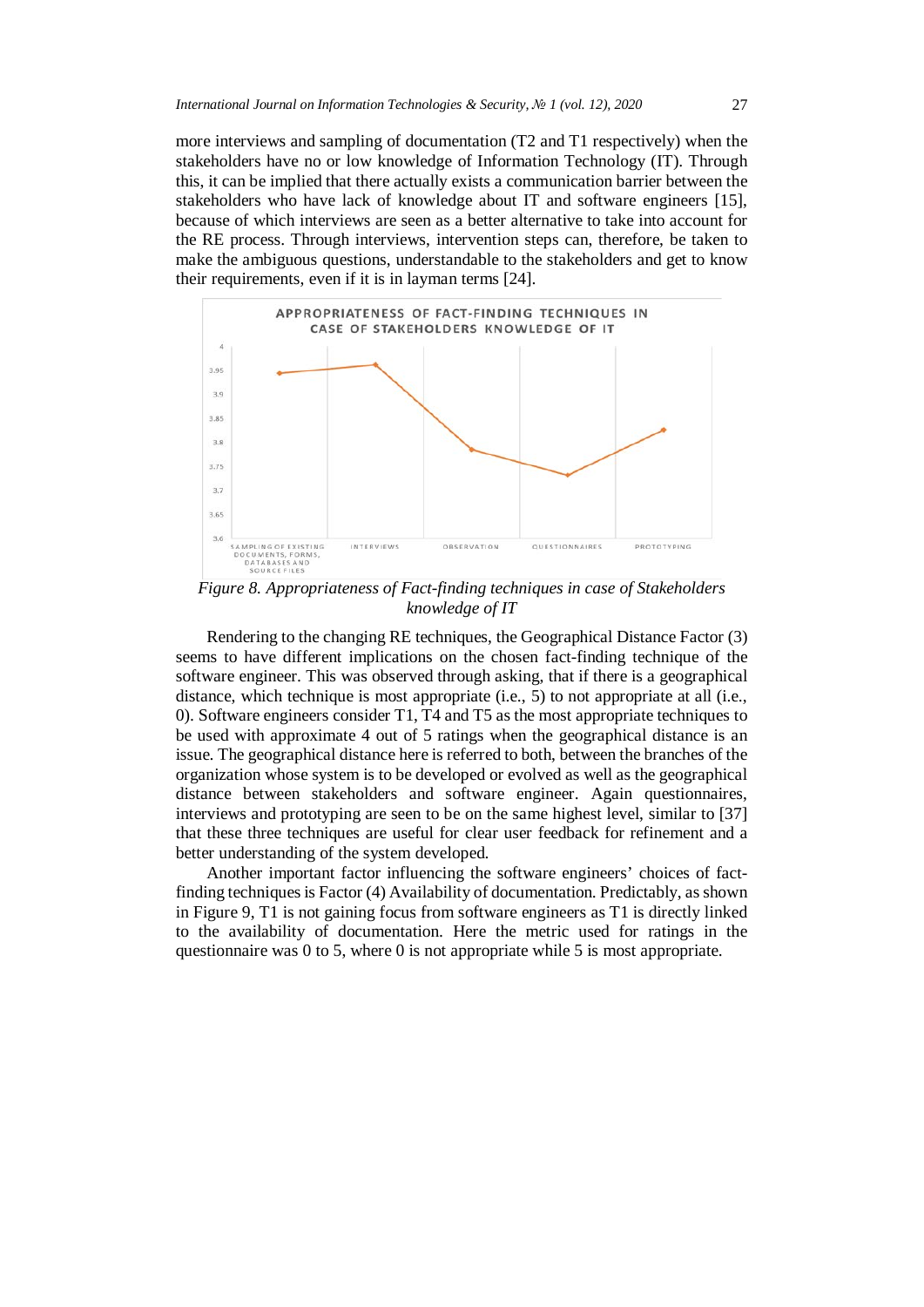more interviews and sampling of documentation (T2 and T1 respectively) when the stakeholders have no or low knowledge of Information Technology (IT). Through this, it can be implied that there actually exists a communication barrier between the stakeholders who have lack of knowledge about IT and software engineers [15], because of which interviews are seen as a better alternative to take into account for the RE process. Through interviews, intervention steps can, therefore, be taken to make the ambiguous questions, understandable to the stakeholders and get to know their requirements, even if it is in layman terms [24].

*Figure 8. Appropriateness of Fact-finding techniques in case of Stakeholders knowledge of IT*

Rendering to the changing RE techniques, the Geographical Distance Factor (3) seems to have different implications on the chosen fact-finding technique of the software engineer. This was observed through asking, that if there is a geographical distance, which technique is most appropriate (i.e., 5) to not appropriate at all (i.e., 0). Software engineers consider T1, T4 and T5 as the most appropriate techniques to be used with approximate 4 out of 5 ratings when the geographical distance is an issue. The geographical distance here is referred to both, between the branches of the organization whose system is to be developed or evolved as well as the geographical distance between stakeholders and software engineer. Again questionnaires, interviews and prototyping are seen to be on the same highest level, similar to [37] that these three techniques are useful for clear user feedback for refinement and a better understanding of the system developed.

Another important factor influencing the software engineers' choices of fact-finding techniques is Factor (4) Availability of documentation. Predictably, as shown in Figure 9, T1 is not gaining focus from software engineers as T1 is directly linked to the availability of documentation. Here the metric used for ratings in the questionnaire was 0 to 5, where 0 is not appropriate while 5 is most appropriate.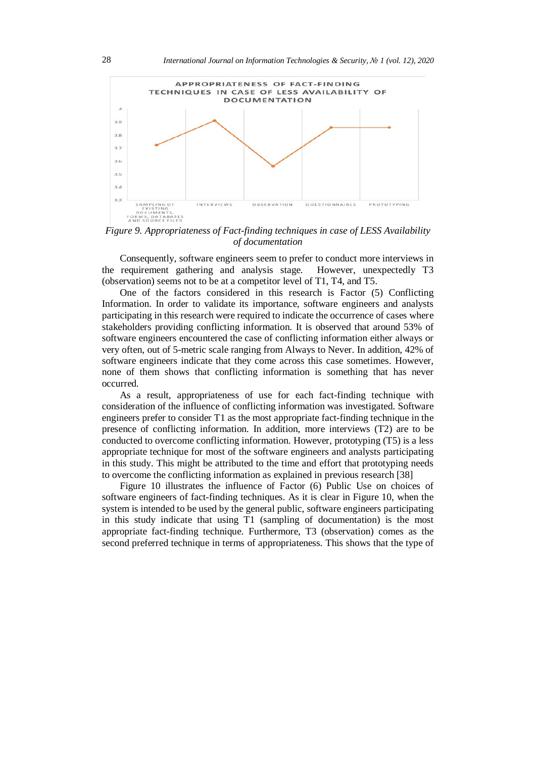*Figure 9. Appropriateness of Fact-finding techniques in case of LESS Availability of documentation*

Consequently, software engineers seem to prefer to conduct more interviews in the requirement gathering and analysis stage. However, unexpectedly T3 (observation) seems not to be at a competitor level of T1, T4, and T5.

One of the factors considered in this research is Factor (5) Conflicting Information. In order to validate its importance, software engineers and analysts participating in this research were required to indicate the occurrence of cases where stakeholders providing conflicting information. It is observed that around 53% of software engineers encountered the case of conflicting information either always or very often, out of 5-metric scale ranging from Always to Never. In addition, 42% of software engineers indicate that they come across this case sometimes. However, none of them shows that conflicting information is something that has never occurred.

As a result, appropriateness of use for each fact-finding technique with consideration of the influence of conflicting information was investigated. Software engineers prefer to consider T1 as the most appropriate fact-finding technique in the presence of conflicting information. In addition, more interviews (T2) are to be conducted to overcome conflicting information. However, prototyping (T5) is a less appropriate technique for most of the software engineers and analysts participating in this study. This might be attributed to the time and effort that prototyping needs to overcome the conflicting information as explained in previous research [38]

Figure 10 illustrates the influence of Factor (6) Public Use on choices of software engineers of fact-finding techniques. As it is clear in Figure 10, when the system is intended to be used by the general public, software engineers participating in this study indicate that using T1 (sampling of documentation) is the most appropriate fact-finding technique. Furthermore, T3 (observation) comes as the second preferred technique in terms of appropriateness. This shows that the type of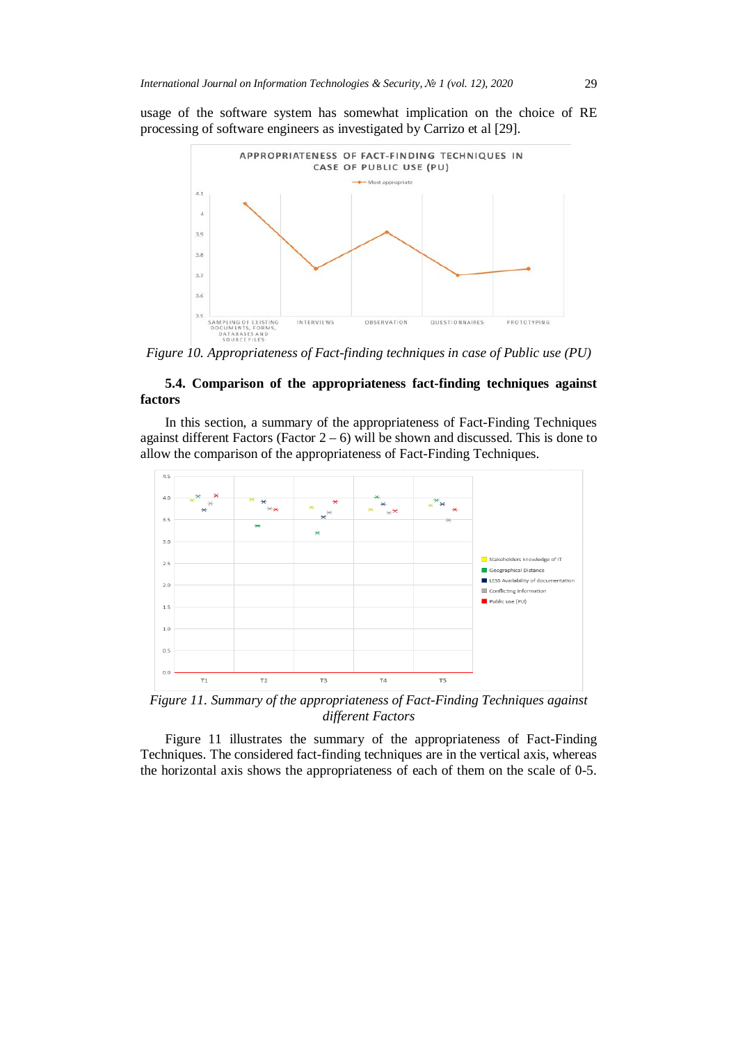usage of the software system has somewhat implication on the choice of RE processing of software engineers as investigated by Carrizo et al [29].

*Figure 10. Appropriateness of Fact-finding techniques in case of Public use (PU)*

### 5.4. Comparison of the appropriateness fact-finding techniques against factors

In this section, a summary of the appropriateness of Fact-Finding Techniques against different Factors (Factor 2 – 6) will be shown and discussed. This is done to allow the comparison of the appropriateness of Fact-Finding Techniques.

*Figure 11. Summary of the appropriateness of Fact-Finding Techniques against different Factors*

Figure 11 illustrates the summary of the appropriateness of Fact-Finding Techniques. The considered fact-finding techniques are in the vertical axis, whereas the horizontal axis shows the appropriateness of each of them on the scale of 0-5.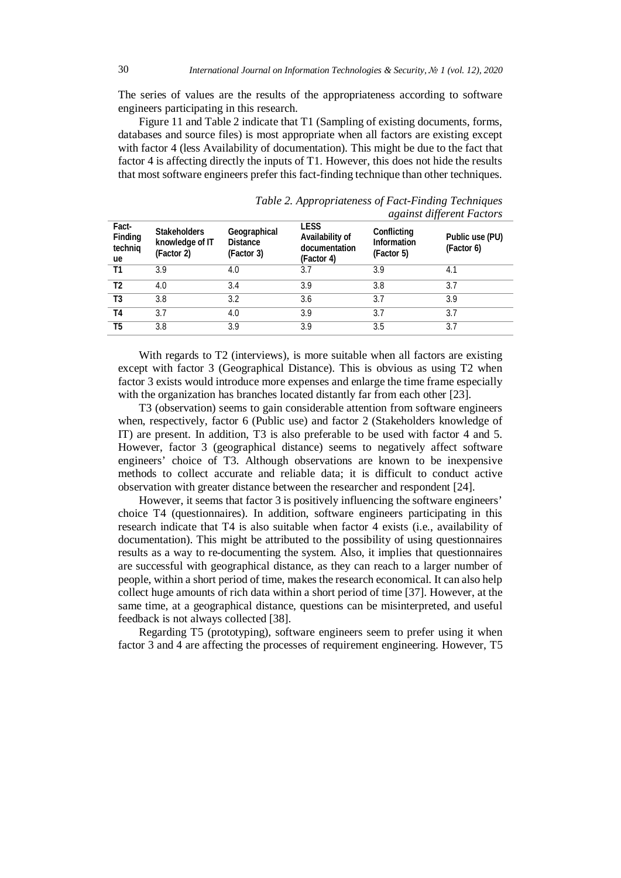The series of values are the results of the appropriateness according to software engineers participating in this research.

Figure 11 and Table 2 indicate that T1 (Sampling of existing documents, forms, databases and source files) is most appropriate when all factors are existing except with factor 4 (less Availability of documentation). This might be due to the fact that factor 4 is affecting directly the inputs of T1. However, this does not hide the results that most software engineers prefer this fact-finding technique than other techniques.

*Table 2. Appropriateness of Fact-Finding Techniques against different Factors*

| Fact-Finding technique | Stakeholders knowledge of IT (Factor 2) | Geographical Distance (Factor 3) | LESS Availability of documentation (Factor 4) | Conflicting Information (Factor 5) | Public use (PU) (Factor 6) |
|---|---|---|---|---|---|
| T1 | 3.9 | 4.0 | 3.7 | 3.9 | 4.1 |
| T2 | 4.0 | 3.4 | 3.9 | 3.8 | 3.7 |
| T3 | 3.8 | 3.2 | 3.6 | 3.7 | 3.9 |
| T4 | 3.7 | 4.0 | 3.9 | 3.7 | 3.7 |
| T5 | 3.8 | 3.9 | 3.9 | 3.5 | 3.7 |

With regards to T2 (interviews), is more suitable when all factors are existing except with factor 3 (Geographical Distance). This is obvious as using T2 when factor 3 exists would introduce more expenses and enlarge the time frame especially with the organization has branches located distantly far from each other [23].

T3 (observation) seems to gain considerable attention from software engineers when, respectively, factor 6 (Public use) and factor 2 (Stakeholders knowledge of IT) are present. In addition, T3 is also preferable to be used with factor 4 and 5. However, factor 3 (geographical distance) seems to negatively affect software engineers' choice of T3. Although observations are known to be inexpensive methods to collect accurate and reliable data; it is difficult to conduct active observation with greater distance between the researcher and respondent [24].

However, it seems that factor 3 is positively influencing the software engineers' choice T4 (questionnaires). In addition, software engineers participating in this research indicate that T4 is also suitable when factor 4 exists (i.e., availability of documentation). This might be attributed to the possibility of using questionnaires results as a way to re-documenting the system. Also, it implies that questionnaires are successful with geographical distance, as they can reach to a larger number of people, within a short period of time, makes the research economical. It can also help collect huge amounts of rich data within a short period of time [37]. However, at the same time, at a geographical distance, questions can be misinterpreted, and useful feedback is not always collected [38].

Regarding T5 (prototyping), software engineers seem to prefer using it when factor 3 and 4 are affecting the processes of requirement engineering. However, T5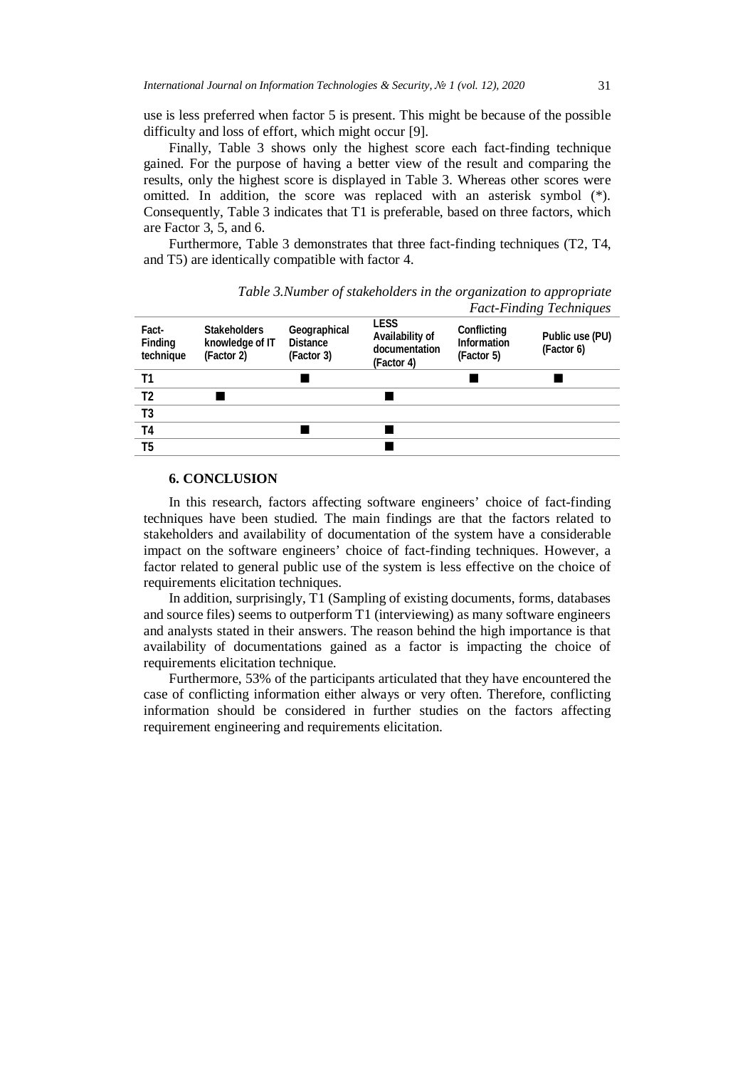use is less preferred when factor 5 is present. This might be because of the possible difficulty and loss of effort, which might occur [9].

Finally, Table 3 shows only the highest score each fact-finding technique gained. For the purpose of having a better view of the result and comparing the results, only the highest score is displayed in Table 3. Whereas other scores were omitted. In addition, the score was replaced with an asterisk symbol (*). Consequently, Table 3 indicates that T1 is preferable, based on three factors, which are Factor 3, 5, and 6.

Furthermore, Table 3 demonstrates that three fact-finding techniques (T2, T4, and T5) are identically compatible with factor 4.

*Table 3.Number of stakeholders in the organization to appropriate Fact-Finding Techniques*

| Fact-Finding technique | Stakeholders knowledge of IT (Factor 2) | Geographical Distance (Factor 3) | LESS Availability of documentation (Factor 4) | Conflicting Information (Factor 5) | Public use (PU) (Factor 6) |
|---|---|---|---|---|---|
| T1 | | ■ | | ■ | ■ |
| T2 | ■ | | ■ | | |
| T3 | | | | | |
| T4 | | ■ | ■ | | |
| T5 | | | ■ | | |

### 6. CONCLUSION

In this research, factors affecting software engineers' choice of fact-finding techniques have been studied. The main findings are that the factors related to stakeholders and availability of documentation of the system have a considerable impact on the software engineers' choice of fact-finding techniques. However, a factor related to general public use of the system is less effective on the choice of requirements elicitation techniques.

In addition, surprisingly, T1 (Sampling of existing documents, forms, databases and source files) seems to outperform T1 (interviewing) as many software engineers and analysts stated in their answers. The reason behind the high importance is that availability of documentations gained as a factor is impacting the choice of requirements elicitation technique.

Furthermore, 53% of the participants articulated that they have encountered the case of conflicting information either always or very often. Therefore, conflicting information should be considered in further studies on the factors affecting requirement engineering and requirements elicitation.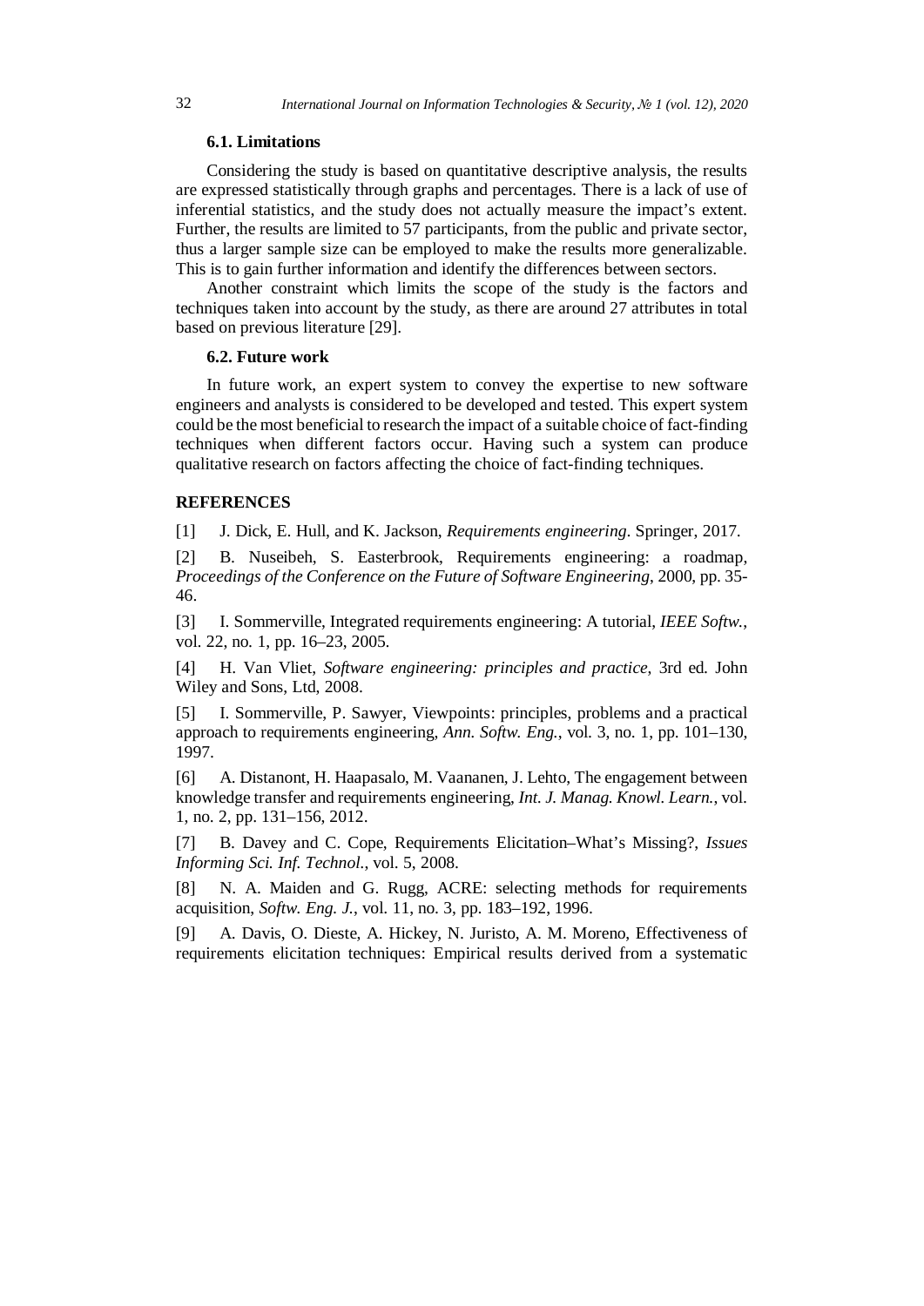### 6.1. Limitations

Considering the study is based on quantitative descriptive analysis, the results are expressed statistically through graphs and percentages. There is a lack of use of inferential statistics, and the study does not actually measure the impact's extent. Further, the results are limited to 57 participants, from the public and private sector, thus a larger sample size can be employed to make the results more generalizable. This is to gain further information and identify the differences between sectors.

Another constraint which limits the scope of the study is the factors and techniques taken into account by the study, as there are around 27 attributes in total based on previous literature [29].

### 6.2. Future work

In future work, an expert system to convey the expertise to new software engineers and analysts is considered to be developed and tested. This expert system could be the most beneficial to research the impact of a suitable choice of fact-finding techniques when different factors occur. Having such a system can produce qualitative research on factors affecting the choice of fact-finding techniques.

## REFERENCES

[1] J. Dick, E. Hull, and K. Jackson, *Requirements engineering*. Springer, 2017.

[2] B. Nuseibeh, S. Easterbrook, Requirements engineering: a roadmap, *Proceedings of the Conference on the Future of Software Engineering*, 2000, pp. 35-46.

[3] I. Sommerville, Integrated requirements engineering: A tutorial, *IEEE Softw.*, vol. 22, no. 1, pp. 16–23, 2005.

[4] H. Van Vliet, *Software engineering: principles and practice*, 3rd ed. John Wiley and Sons, Ltd, 2008.

[5] I. Sommerville, P. Sawyer, Viewpoints: principles, problems and a practical approach to requirements engineering, *Ann. Softw. Eng.*, vol. 3, no. 1, pp. 101–130, 1997.

[6] A. Distanont, H. Haapasalo, M. Vaananen, J. Lehto, The engagement between knowledge transfer and requirements engineering, *Int. J. Manag. Knowl. Learn.*, vol. 1, no. 2, pp. 131–156, 2012.

[7] B. Davey and C. Cope, Requirements Elicitation–What's Missing?, *Issues Informing Sci. Inf. Technol.*, vol. 5, 2008.

[8] N. A. Maiden and G. Rugg, ACRE: selecting methods for requirements acquisition, *Softw. Eng. J.*, vol. 11, no. 3, pp. 183–192, 1996.

[9] A. Davis, O. Dieste, A. Hickey, N. Juristo, A. M. Moreno, Effectiveness of requirements elicitation techniques: Empirical results derived from a systematic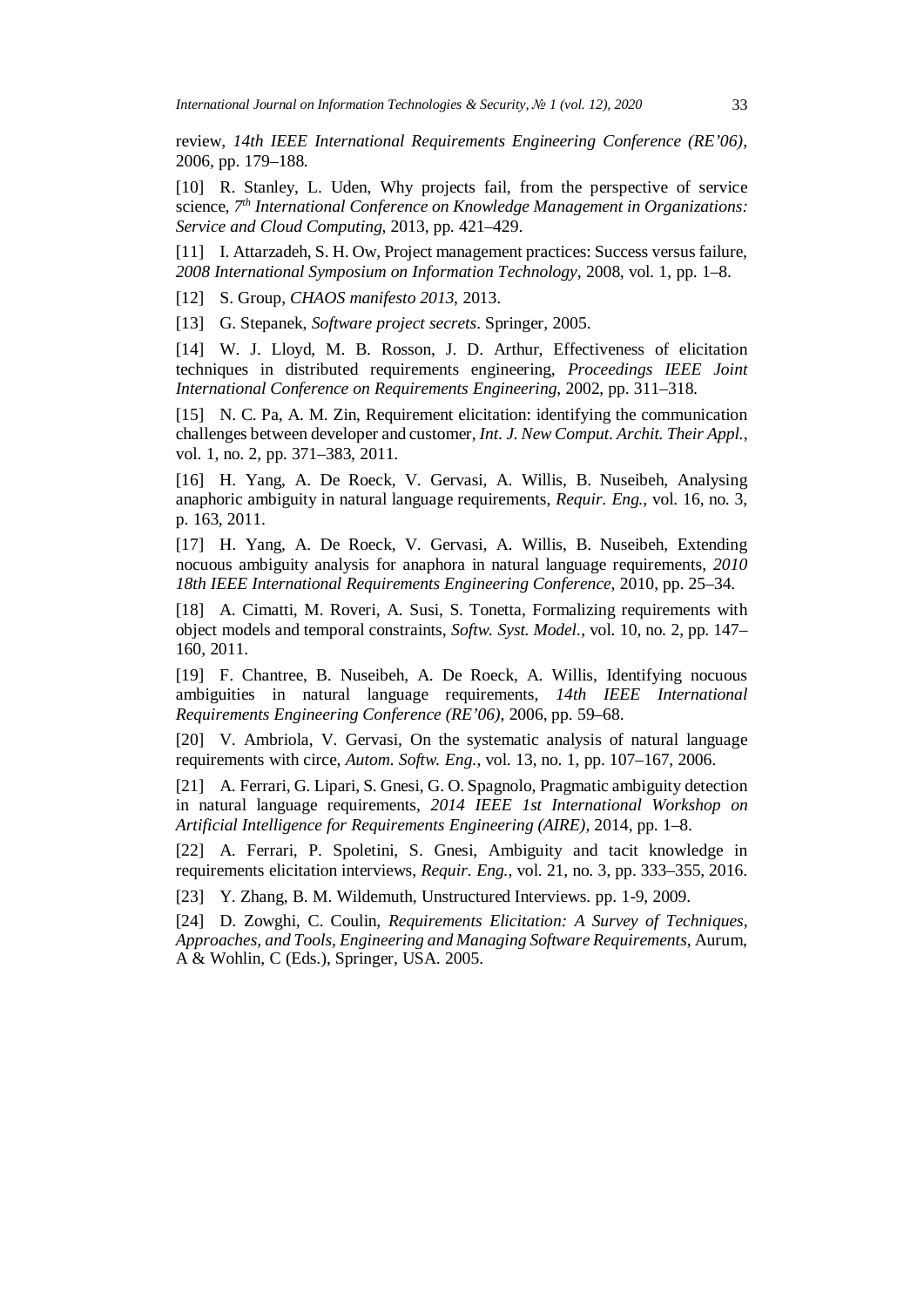review, *14th IEEE International Requirements Engineering Conference (RE'06)*, 2006, pp. 179–188.

[10] R. Stanley, L. Uden, Why projects fail, from the perspective of service science, *7th International Conference on Knowledge Management in Organizations: Service and Cloud Computing*, 2013, pp. 421–429.

[11] I. Attarzadeh, S. H. Ow, Project management practices: Success versus failure, *2008 International Symposium on Information Technology*, 2008, vol. 1, pp. 1–8.

[12] S. Group, *CHAOS manifesto 2013*, 2013.

[13] G. Stepanek, *Software project secrets*. Springer, 2005.

[14] W. J. Lloyd, M. B. Rosson, J. D. Arthur, Effectiveness of elicitation techniques in distributed requirements engineering, *Proceedings IEEE Joint International Conference on Requirements Engineering*, 2002, pp. 311–318.

[15] N. C. Pa, A. M. Zin, Requirement elicitation: identifying the communication challenges between developer and customer, *Int. J. New Comput. Archit. Their Appl.*, vol. 1, no. 2, pp. 371–383, 2011.

[16] H. Yang, A. De Roeck, V. Gervasi, A. Willis, B. Nuseibeh, Analysing anaphoric ambiguity in natural language requirements, *Requir. Eng.*, vol. 16, no. 3, p. 163, 2011.

[17] H. Yang, A. De Roeck, V. Gervasi, A. Willis, B. Nuseibeh, Extending nocuous ambiguity analysis for anaphora in natural language requirements, *2010 18th IEEE International Requirements Engineering Conference*, 2010, pp. 25–34.

[18] A. Cimatti, M. Roveri, A. Susi, S. Tonetta, Formalizing requirements with object models and temporal constraints, *Softw. Syst. Model.*, vol. 10, no. 2, pp. 147–160, 2011.

[19] F. Chantree, B. Nuseibeh, A. De Roeck, A. Willis, Identifying nocuous ambiguities in natural language requirements, *14th IEEE International Requirements Engineering Conference (RE'06)*, 2006, pp. 59–68.

[20] V. Ambriola, V. Gervasi, On the systematic analysis of natural language requirements with circe, *Autom. Softw. Eng.*, vol. 13, no. 1, pp. 107–167, 2006.

[21] A. Ferrari, G. Lipari, S. Gnesi, G. O. Spagnolo, Pragmatic ambiguity detection in natural language requirements, *2014 IEEE 1st International Workshop on Artificial Intelligence for Requirements Engineering (AIRE)*, 2014, pp. 1–8.

[22] A. Ferrari, P. Spoletini, S. Gnesi, Ambiguity and tacit knowledge in requirements elicitation interviews, *Requir. Eng.*, vol. 21, no. 3, pp. 333–355, 2016.

[23] Y. Zhang, B. M. Wildemuth, Unstructured Interviews. pp. 1-9, 2009.

[24] D. Zowghi, C. Coulin, *Requirements Elicitation: A Survey of Techniques, Approaches, and Tools*, *Engineering and Managing Software Requirements*, Aurum, A & Wohlin, C (Eds.), Springer, USA. 2005.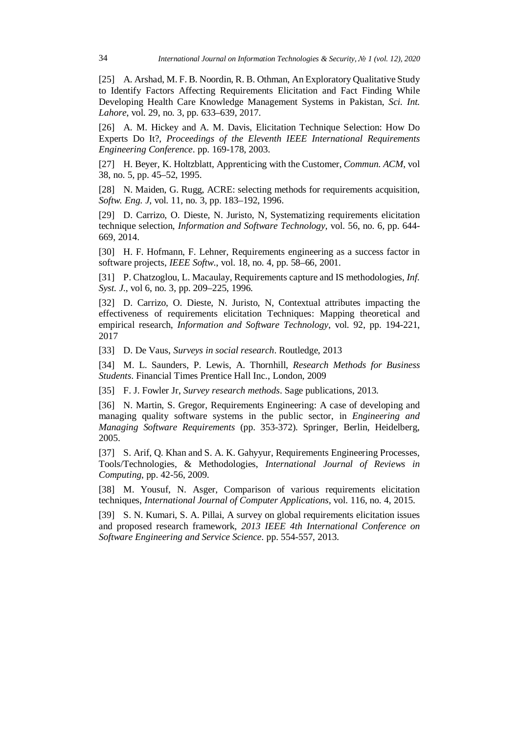[25] A. Arshad, M. F. B. Noordin, R. B. Othman, An Exploratory Qualitative Study to Identify Factors Affecting Requirements Elicitation and Fact Finding While Developing Health Care Knowledge Management Systems in Pakistan, *Sci. Int. Lahore*, vol. 29, no. 3, pp. 633–639, 2017.

[26] A. M. Hickey and A. M. Davis, Elicitation Technique Selection: How Do Experts Do It?, *Proceedings of the Eleventh IEEE International Requirements Engineering Conference*. pp. 169-178, 2003.

[27] H. Beyer, K. Holtzblatt, Apprenticing with the Customer, *Commun. ACM*, vol 38, no. 5, pp. 45–52, 1995.

[28] N. Maiden, G. Rugg, ACRE: selecting methods for requirements acquisition, *Softw. Eng. J*, vol. 11, no. 3, pp. 183–192, 1996.

[29] D. Carrizo, O. Dieste, N. Juristo, N, Systematizing requirements elicitation technique selection, *Information and Software Technology*, vol. 56, no. 6, pp. 644-669, 2014.

[30] H. F. Hofmann, F. Lehner, Requirements engineering as a success factor in software projects, *IEEE Softw.*, vol. 18, no. 4, pp. 58–66, 2001.

[31] P. Chatzoglou, L. Macaulay, Requirements capture and IS methodologies, *Inf. Syst. J.*, vol 6, no. 3, pp. 209–225, 1996.

[32] D. Carrizo, O. Dieste, N. Juristo, N, Contextual attributes impacting the effectiveness of requirements elicitation Techniques: Mapping theoretical and empirical research, *Information and Software Technology*, vol. 92, pp. 194-221, 2017

[33] D. De Vaus, *Surveys in social research*. Routledge, 2013

[34] M. L. Saunders, P. Lewis, A. Thornhill, *Research Methods for Business Students*. Financial Times Prentice Hall Inc., London, 2009

[35] F. J. Fowler Jr, *Survey research methods*. Sage publications, 2013.

[36] N. Martin, S. Gregor, Requirements Engineering: A case of developing and managing quality software systems in the public sector, in *Engineering and Managing Software Requirements* (pp. 353-372). Springer, Berlin, Heidelberg, 2005.

[37] S. Arif, Q. Khan and S. A. K. Gahyyur, Requirements Engineering Processes, Tools/Technologies, & Methodologies, *International Journal of Reviews in Computing*, pp. 42-56, 2009.

[38] M. Yousuf, N. Asger, Comparison of various requirements elicitation techniques, *International Journal of Computer Applications*, vol. 116, no. 4, 2015.

[39] S. N. Kumari, S. A. Pillai, A survey on global requirements elicitation issues and proposed research framework, *2013 IEEE 4th International Conference on Software Engineering and Service Science*. pp. 554-557, 2013.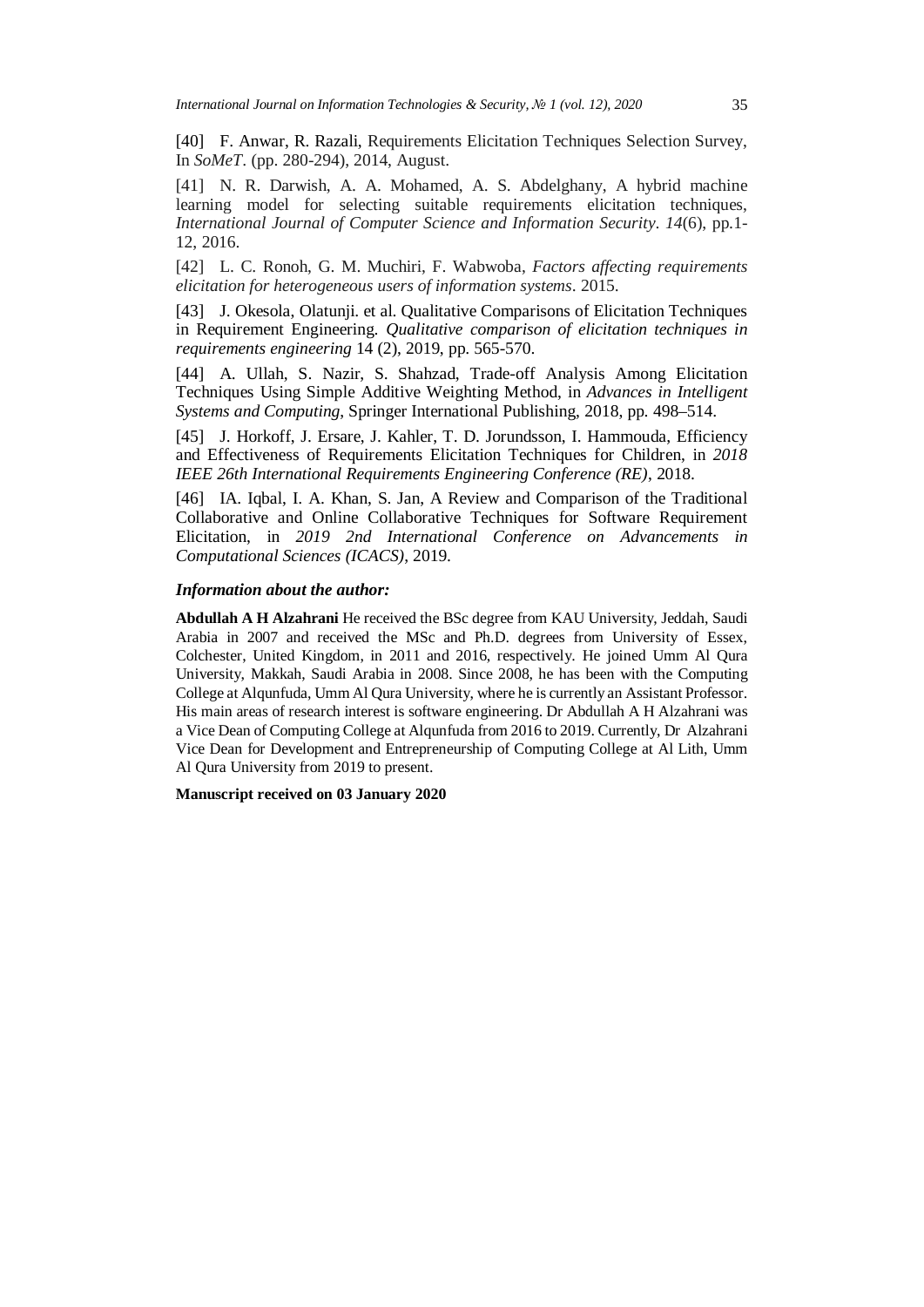[40] F. Anwar, R. Razali, Requirements Elicitation Techniques Selection Survey, In *SoMeT*. (pp. 280-294), 2014, August.

[41] N. R. Darwish, A. A. Mohamed, A. S. Abdelghany, A hybrid machine learning model for selecting suitable requirements elicitation techniques, *International Journal of Computer Science and Information Security*. *14*(6), pp.1-12, 2016.

[42] L. C. Ronoh, G. M. Muchiri, F. Wabwoba, *Factors affecting requirements elicitation for heterogeneous users of information systems*. 2015.

[43] J. Okesola, Olatunji. et al. Qualitative Comparisons of Elicitation Techniques in Requirement Engineering. *Qualitative comparison of elicitation techniques in requirements engineering* 14 (2), 2019, pp. 565-570.

[44] A. Ullah, S. Nazir, S. Shahzad, Trade-off Analysis Among Elicitation Techniques Using Simple Additive Weighting Method, in *Advances in Intelligent Systems and Computing*, Springer International Publishing, 2018, pp. 498–514.

[45] J. Horkoff, J. Ersare, J. Kahler, T. D. Jorundsson, I. Hammouda, Efficiency and Effectiveness of Requirements Elicitation Techniques for Children, in *2018 IEEE 26th International Requirements Engineering Conference (RE)*, 2018.

[46] IA. Iqbal, I. A. Khan, S. Jan, A Review and Comparison of the Traditional Collaborative and Online Collaborative Techniques for Software Requirement Elicitation, in *2019 2nd International Conference on Advancements in Computational Sciences (ICACS)*, 2019.

### *Information about the author:*

**Abdullah A H Alzahrani** He received the BSc degree from KAU University, Jeddah, Saudi Arabia in 2007 and received the MSc and Ph.D. degrees from University of Essex, Colchester, United Kingdom, in 2011 and 2016, respectively. He joined Umm Al Qura University, Makkah, Saudi Arabia in 2008. Since 2008, he has been with the Computing College at Alqunfuda, Umm Al Qura University, where he is currently an Assistant Professor. His main areas of research interest is software engineering. Dr Abdullah A H Alzahrani was a Vice Dean of Computing College at Alqunfuda from 2016 to 2019. Currently, Dr Alzahrani Vice Dean for Development and Entrepreneurship of Computing College at Al Lith, Umm Al Qura University from 2019 to present.

**Manuscript received on 03 January 2020**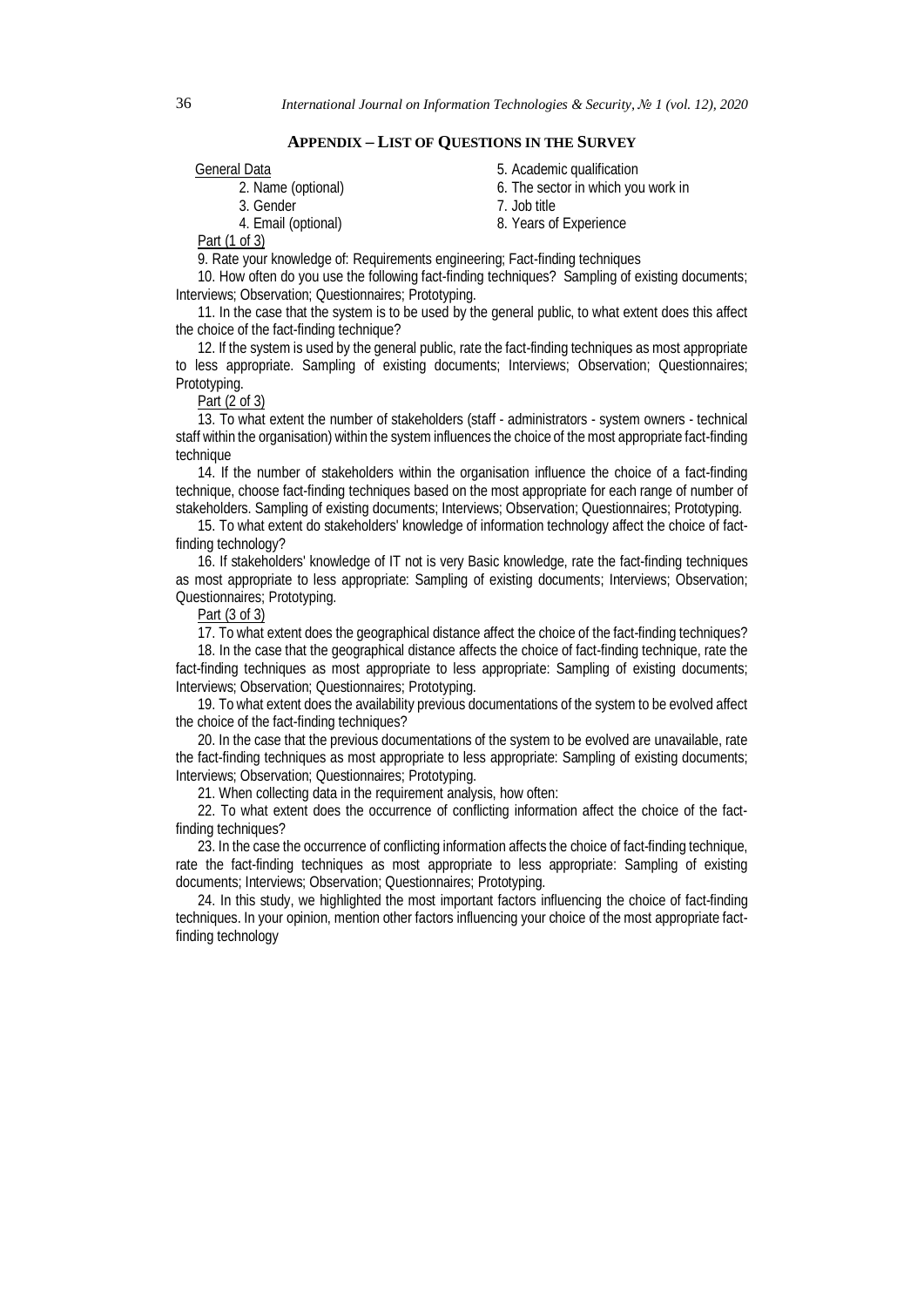## APPENDIX – LIST OF QUESTIONS IN THE SURVEY

General Data

2. Name (optional)
3. Gender
4. Email (optional)
5. Academic qualification
6. The sector in which you work in
7. Job title
8. Years of Experience

Part (1 of 3)

9. Rate your knowledge of: Requirements engineering; Fact-finding techniques

10. How often do you use the following fact-finding techniques? Sampling of existing documents; Interviews; Observation; Questionnaires; Prototyping.

11. In the case that the system is to be used by the general public, to what extent does this affect the choice of the fact-finding technique?

12. If the system is used by the general public, rate the fact-finding techniques as most appropriate to less appropriate. Sampling of existing documents; Interviews; Observation; Questionnaires; Prototyping.

Part (2 of 3)

13. To what extent the number of stakeholders (staff - administrators - system owners - technical staff within the organisation) within the system influences the choice of the most appropriate fact-finding technique

14. If the number of stakeholders within the organisation influence the choice of a fact-finding technique, choose fact-finding techniques based on the most appropriate for each range of number of stakeholders. Sampling of existing documents; Interviews; Observation; Questionnaires; Prototyping.

15. To what extent do stakeholders' knowledge of information technology affect the choice of fact-finding technology?

16. If stakeholders' knowledge of IT not is very Basic knowledge, rate the fact-finding techniques as most appropriate to less appropriate: Sampling of existing documents; Interviews; Observation; Questionnaires; Prototyping.

Part (3 of 3)

17. To what extent does the geographical distance affect the choice of the fact-finding techniques?

18. In the case that the geographical distance affects the choice of fact-finding technique, rate the fact-finding techniques as most appropriate to less appropriate: Sampling of existing documents; Interviews; Observation; Questionnaires; Prototyping.

19. To what extent does the availability previous documentations of the system to be evolved affect the choice of the fact-finding techniques?

20. In the case that the previous documentations of the system to be evolved are unavailable, rate the fact-finding techniques as most appropriate to less appropriate: Sampling of existing documents; Interviews; Observation; Questionnaires; Prototyping.

21. When collecting data in the requirement analysis, how often:

22. To what extent does the occurrence of conflicting information affect the choice of the fact-finding techniques?

23. In the case the occurrence of conflicting information affects the choice of fact-finding technique, rate the fact-finding techniques as most appropriate to less appropriate: Sampling of existing documents; Interviews; Observation; Questionnaires; Prototyping.

24. In this study, we highlighted the most important factors influencing the choice of fact-finding techniques. In your opinion, mention other factors influencing your choice of the most appropriate fact-finding technology